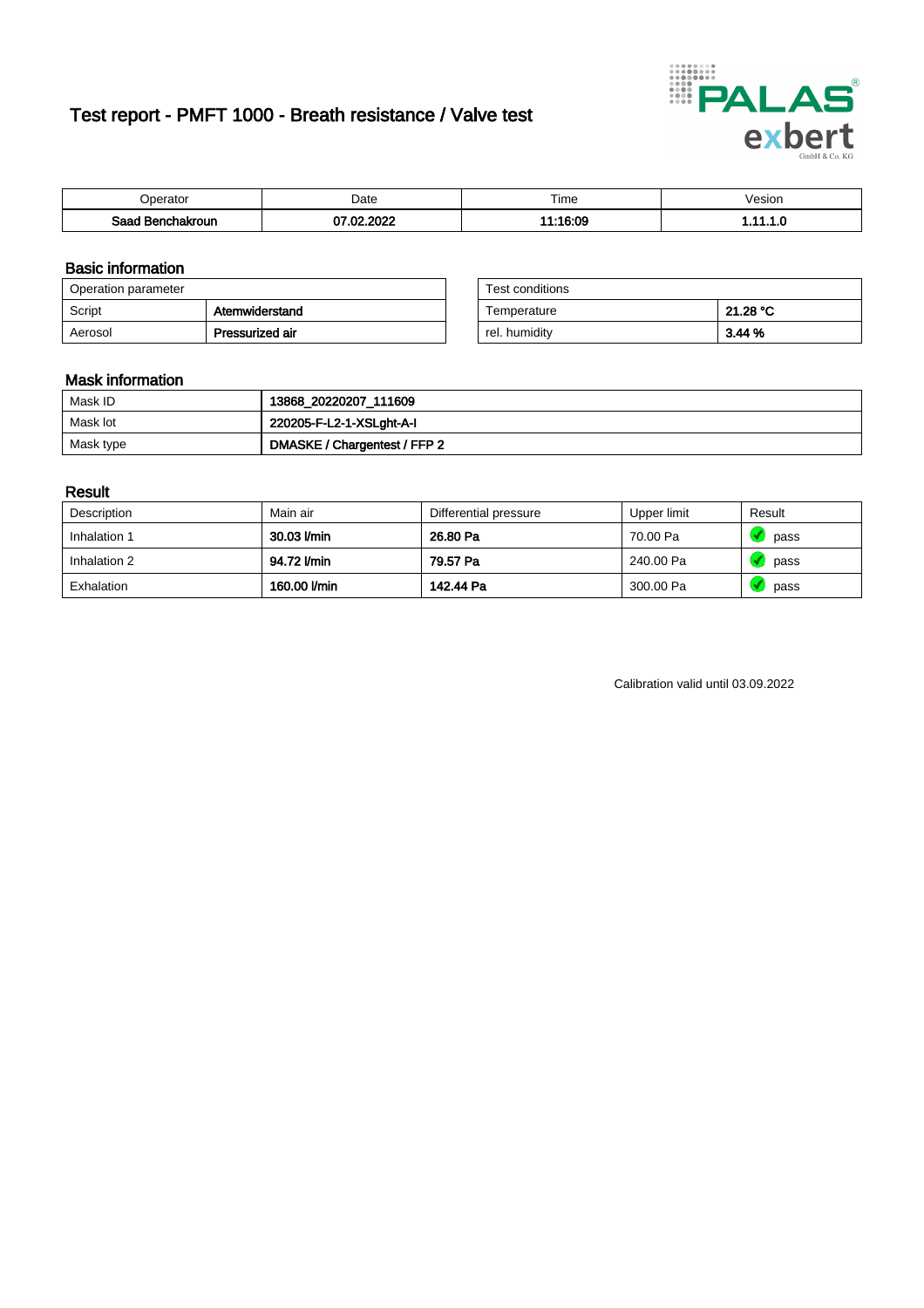# Test report - PMFT 1000 - Breath resistance / Valve test

| Operator | Date | Time | Vesion |
|---|---|---|---|
| **Saad Benchakroun** | **07.02.2022** | **11:16:09** | **1.11.1.0** |

## Basic information

| Operation parameter | |
|---|---|
| Script | **Atemwiderstand** |
| Aerosol | **Pressurized air** |

| Test conditions | |
|---|---|
| Temperature | **21.28 °C** |
| rel. humidity | **3.44 %** |

## Mask information

| | |
|---|---|
| Mask ID | **13868_20220207_111609** |
| Mask lot | **220205-F-L2-1-XSLght-A-I** |
| Mask type | **DMASKE / Chargentest / FFP 2** |

## Result

| Description | Main air | Differential pressure | Upper limit | Result |
|---|---|---|---|---|
| Inhalation 1 | **30.03 l/min** | **26.80 Pa** | 70.00 Pa | pass |
| Inhalation 2 | **94.72 l/min** | **79.57 Pa** | 240.00 Pa | pass |
| Exhalation | **160.00 l/min** | **142.44 Pa** | 300.00 Pa | pass |

Calibration valid until 03.09.2022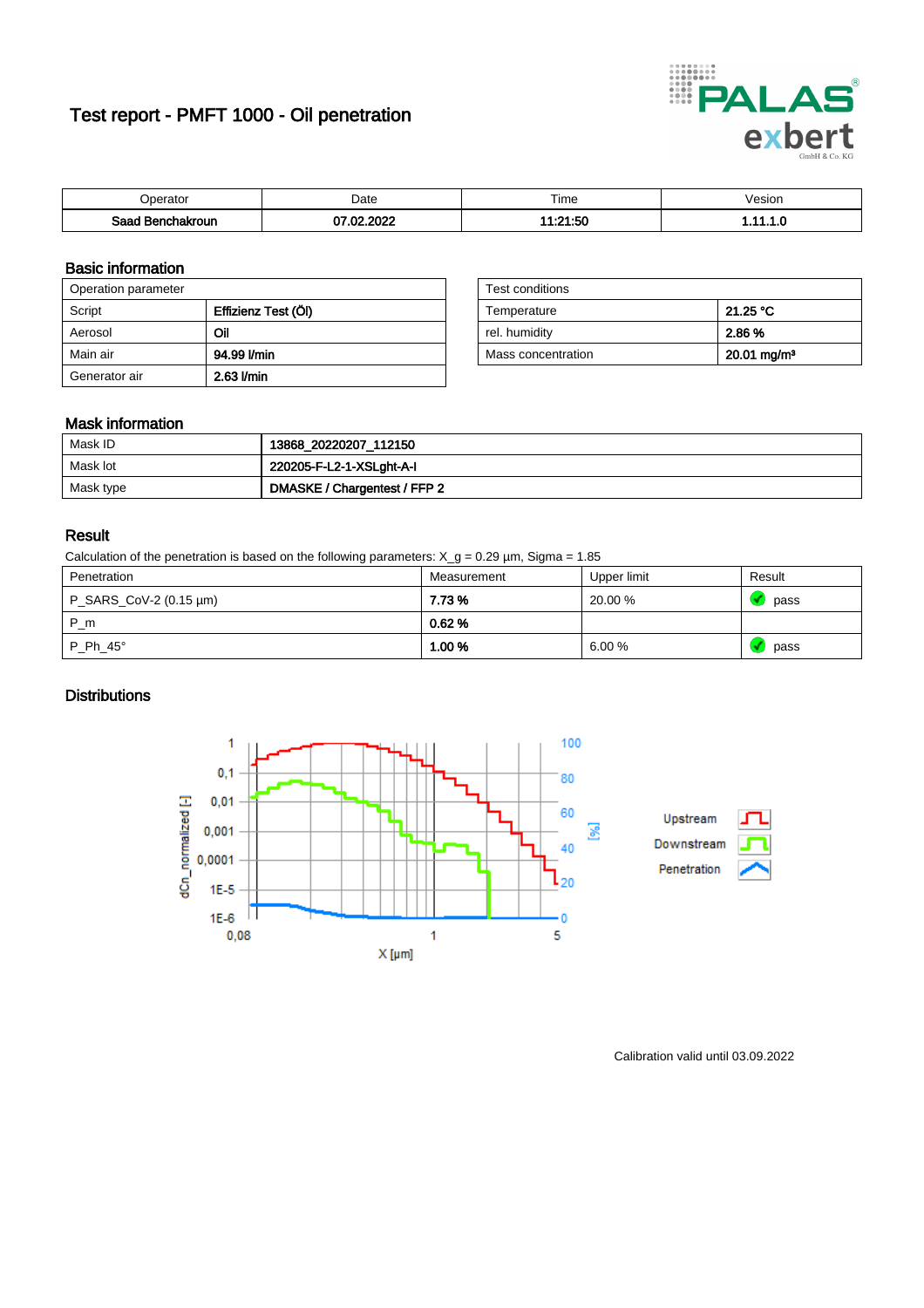# Test report - PMFT 1000 - Oil penetration

PALAS exbert GmbH & Co. KG

| Operator | Date | Time | Vesion |
|---|---|---|---|
| **Saad Benchakroun** | **07.02.2022** | **11:21:50** | **1.11.1.0** |

## Basic information

| Operation parameter | |
|---|---|
| Script | **Effizienz Test (Öl)** |
| Aerosol | **Oil** |
| Main air | **94.99 l/min** |
| Generator air | **2.63 l/min** |

| Test conditions | |
|---|---|
| Temperature | **21.25 °C** |
| rel. humidity | **2.86 %** |
| Mass concentration | **20.01 mg/m³** |

## Mask information

| | |
|---|---|
| Mask ID | **13868_20220207_112150** |
| Mask lot | **220205-F-L2-1-XSLght-A-I** |
| Mask type | **DMASKE / Chargentest / FFP 2** |

## Result

Calculation of the penetration is based on the following parameters: X_g = 0.29 µm, Sigma = 1.85

| Penetration | Measurement | Upper limit | Result |
|---|---|---|---|
| P_SARS_CoV-2 (0.15 µm) | **7.73 %** | 20.00 % | pass |
| P_m | **0.62 %** | | |
| P_Ph_45° | **1.00 %** | 6.00 % | pass |

## Distributions

dCn_normalized [-]
1
0,1
0,01
0,001
0,0001
1E-5
1E-6
0,08
1
5
X [µm]
[%]
100
80
60
40
20
0
Upstream
Downstream
Penetration

Calibration valid until 03.09.2022